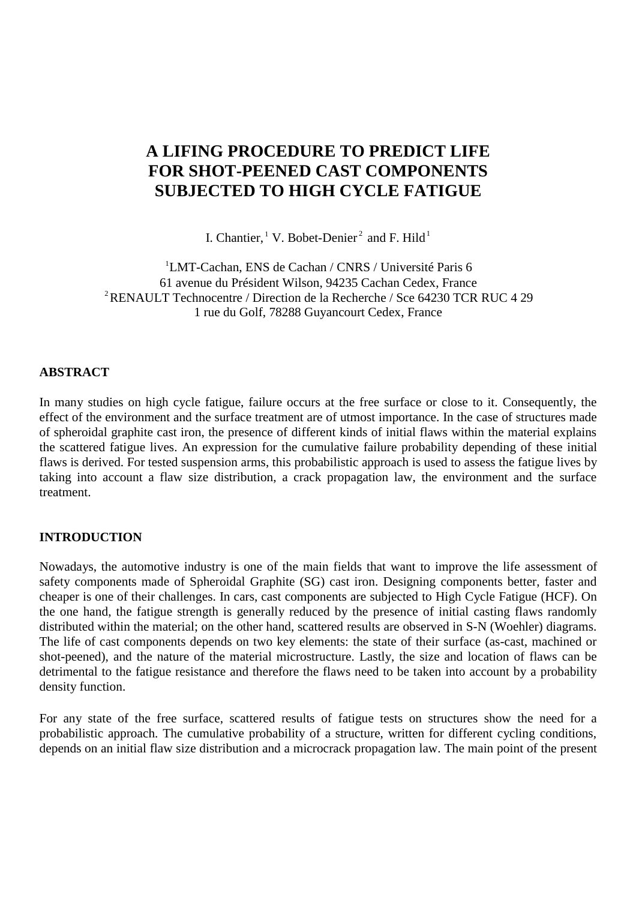# A LIFING PROCEDURE TO PREDICT LIFE FOR SHOT-PEENED CAST COMPONENTS SUBJECTED TO HIGH CYCLE FATIGUE

I. Chantier,[1] V. Bobet-Denier[2] and F. Hild[1]

[1]LMT-Cachan, ENS de Cachan / CNRS / Université Paris 6
61 avenue du Président Wilson, 94235 Cachan Cedex, France
[2]RENAULT Technocentre / Direction de la Recherche / Sce 64230 TCR RUC 4 29
1 rue du Golf, 78288 Guyancourt Cedex, France

## ABSTRACT

In many studies on high cycle fatigue, failure occurs at the free surface or close to it. Consequently, the effect of the environment and the surface treatment are of utmost importance. In the case of structures made of spheroidal graphite cast iron, the presence of different kinds of initial flaws within the material explains the scattered fatigue lives. An expression for the cumulative failure probability depending of these initial flaws is derived. For tested suspension arms, this probabilistic approach is used to assess the fatigue lives by taking into account a flaw size distribution, a crack propagation law, the environment and the surface treatment.

## INTRODUCTION

Nowadays, the automotive industry is one of the main fields that want to improve the life assessment of safety components made of Spheroidal Graphite (SG) cast iron. Designing components better, faster and cheaper is one of their challenges. In cars, cast components are subjected to High Cycle Fatigue (HCF). On the one hand, the fatigue strength is generally reduced by the presence of initial casting flaws randomly distributed within the material; on the other hand, scattered results are observed in S-N (Woehler) diagrams. The life of cast components depends on two key elements: the state of their surface (as-cast, machined or shot-peened), and the nature of the material microstructure. Lastly, the size and location of flaws can be detrimental to the fatigue resistance and therefore the flaws need to be taken into account by a probability density function.

For any state of the free surface, scattered results of fatigue tests on structures show the need for a probabilistic approach. The cumulative probability of a structure, written for different cycling conditions, depends on an initial flaw size distribution and a microcrack propagation law. The main point of the present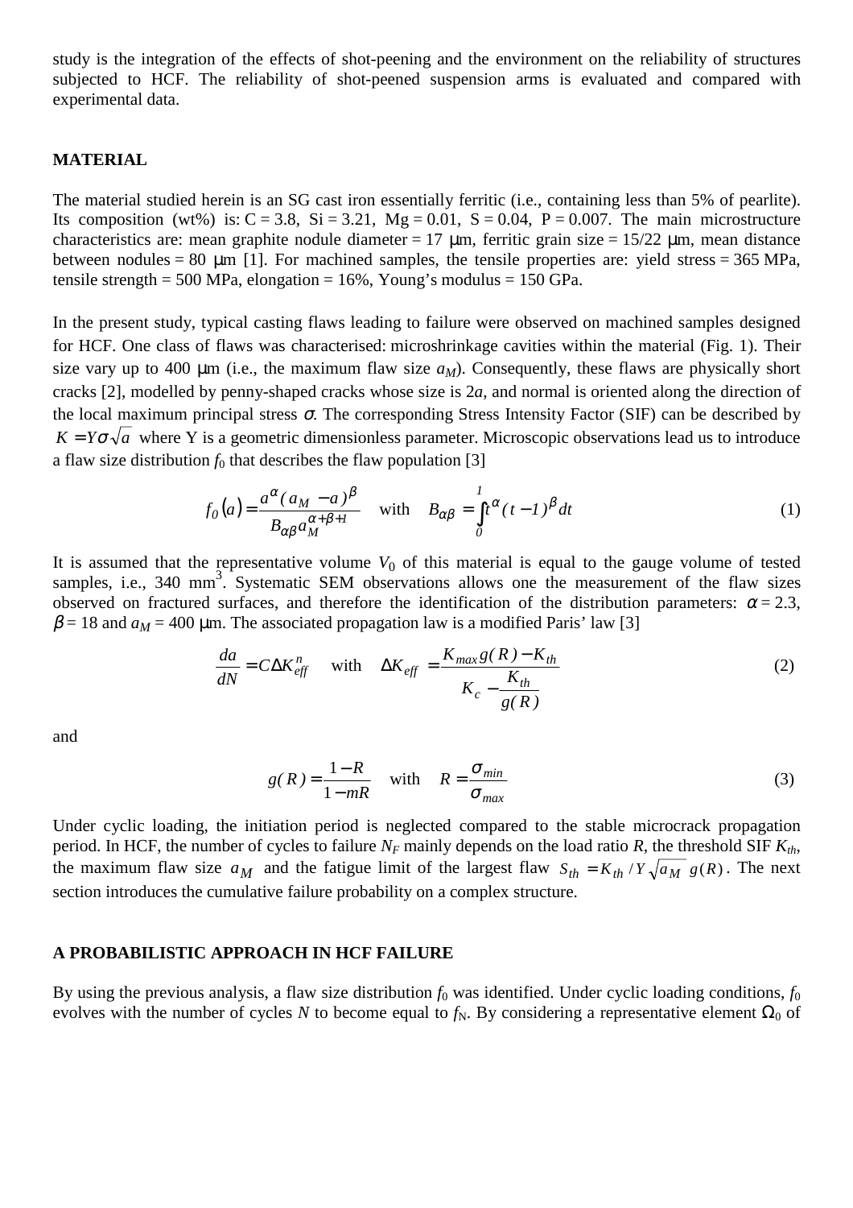study is the integration of the effects of shot-peening and the environment on the reliability of structures subjected to HCF. The reliability of shot-peened suspension arms is evaluated and compared with experimental data.

## MATERIAL

The material studied herein is an SG cast iron essentially ferritic (i.e., containing less than 5% of pearlite). Its composition (wt%) is: C = 3.8, Si = 3.21, Mg = 0.01, S = 0.04, P = 0.007. The main microstructure characteristics are: mean graphite nodule diameter = 17 µm, ferritic grain size = 15/22 µm, mean distance between nodules = 80 µm [1]. For machined samples, the tensile properties are: yield stress = 365 MPa, tensile strength = 500 MPa, elongation = 16%, Young's modulus = 150 GPa.

In the present study, typical casting flaws leading to failure were observed on machined samples designed for HCF. One class of flaws was characterised: microshrinkage cavities within the material (Fig. 1). Their size vary up to 400 µm (i.e., the maximum flaw size $a_M$). Consequently, these flaws are physically short cracks [2], modelled by penny-shaped cracks whose size is $2a$, and normal is oriented along the direction of the local maximum principal stress $\sigma$. The corresponding Stress Intensity Factor (SIF) can be described by $K = Y\sigma\sqrt{a}$ where Y is a geometric dimensionless parameter. Microscopic observations lead us to introduce a flaw size distribution $f_0$ that describes the flaw population [3]

$$f_0(a) = \frac{a^{\alpha}(a_M - a)^{\beta}}{B_{\alpha\beta}\, a_M^{\alpha+\beta+1}} \quad \text{with} \quad B_{\alpha\beta} = \int_0^1 t^{\alpha}(t-1)^{\beta}\,dt \tag{1}$$

It is assumed that the representative volume $V_0$ of this material is equal to the gauge volume of tested samples, i.e., 340 mm$^3$. Systematic SEM observations allows one the measurement of the flaw sizes observed on fractured surfaces, and therefore the identification of the distribution parameters: $\alpha = 2.3$, $\beta = 18$ and $a_M = 400$ µm. The associated propagation law is a modified Paris' law [3]

$$\frac{da}{dN} = C\Delta K_{eff}^{n} \quad \text{with} \quad \Delta K_{eff} = \frac{K_{max}\,g(R) - K_{th}}{K_c - \dfrac{K_{th}}{g(R)}} \tag{2}$$

and

$$g(R) = \frac{1-R}{1-mR} \quad \text{with} \quad R = \frac{\sigma_{min}}{\sigma_{max}} \tag{3}$$

Under cyclic loading, the initiation period is neglected compared to the stable microcrack propagation period. In HCF, the number of cycles to failure $N_F$ mainly depends on the load ratio $R$, the threshold SIF $K_{th}$, the maximum flaw size $a_M$ and the fatigue limit of the largest flaw $S_{th} = K_{th} / Y\sqrt{a_M}\; g(R)$. The next section introduces the cumulative failure probability on a complex structure.

## A PROBABILISTIC APPROACH IN HCF FAILURE

By using the previous analysis, a flaw size distribution $f_0$ was identified. Under cyclic loading conditions, $f_0$ evolves with the number of cycles $N$ to become equal to $f_N$. By considering a representative element $\Omega_0$ of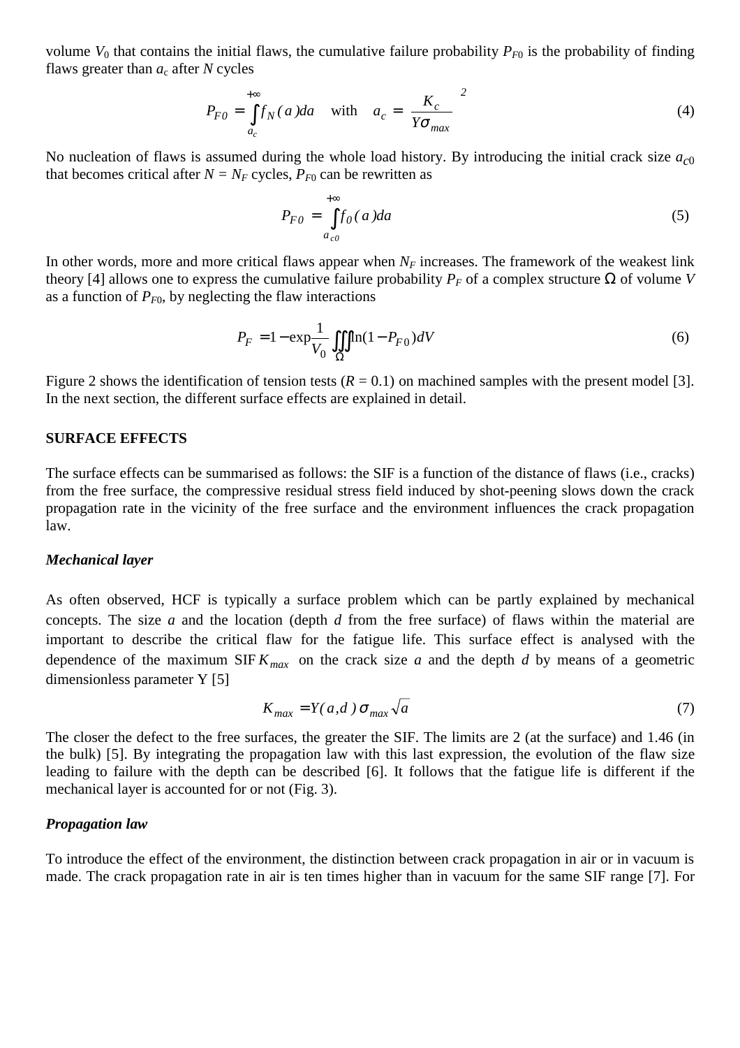volume $V_0$ that contains the initial flaws, the cumulative failure probability $P_{F0}$ is the probability of finding flaws greater than $a_c$ after $N$ cycles

$$P_{F0} = \int_{a_c}^{+\infty} f_N(a)da \quad \text{with} \quad a_c = \left(\frac{K_c}{Y\sigma_{max}}\right)^2 \tag{4}$$

No nucleation of flaws is assumed during the whole load history. By introducing the initial crack size $a_{c0}$ that becomes critical after $N = N_F$ cycles, $P_{F0}$ can be rewritten as

$$P_{F0} = \int_{a_{c0}}^{+\infty} f_0(a)da \tag{5}$$

In other words, more and more critical flaws appear when $N_F$ increases. The framework of the weakest link theory [4] allows one to express the cumulative failure probability $P_F$ of a complex structure $\Omega$ of volume $V$ as a function of $P_{F0}$, by neglecting the flaw interactions

$$P_F = 1 - \exp\frac{1}{V_0}\iiint_{\Omega} \ln(1 - P_{F0})dV \tag{6}$$

Figure 2 shows the identification of tension tests ($R = 0.1$) on machined samples with the present model [3]. In the next section, the different surface effects are explained in detail.

## SURFACE EFFECTS

The surface effects can be summarised as follows: the SIF is a function of the distance of flaws (i.e., cracks) from the free surface, the compressive residual stress field induced by shot-peening slows down the crack propagation rate in the vicinity of the free surface and the environment influences the crack propagation law.

### *Mechanical layer*

As often observed, HCF is typically a surface problem which can be partly explained by mechanical concepts. The size $a$ and the location (depth $d$ from the free surface) of flaws within the material are important to describe the critical flaw for the fatigue life. This surface effect is analysed with the dependence of the maximum SIF $K_{max}$ on the crack size $a$ and the depth $d$ by means of a geometric dimensionless parameter Y [5]

$$K_{max} = Y(a,d)\,\sigma_{max}\sqrt{a} \tag{7}$$

The closer the defect to the free surfaces, the greater the SIF. The limits are 2 (at the surface) and 1.46 (in the bulk) [5]. By integrating the propagation law with this last expression, the evolution of the flaw size leading to failure with the depth can be described [6]. It follows that the fatigue life is different if the mechanical layer is accounted for or not (Fig. 3).

### *Propagation law*

To introduce the effect of the environment, the distinction between crack propagation in air or in vacuum is made. The crack propagation rate in air is ten times higher than in vacuum for the same SIF range [7]. For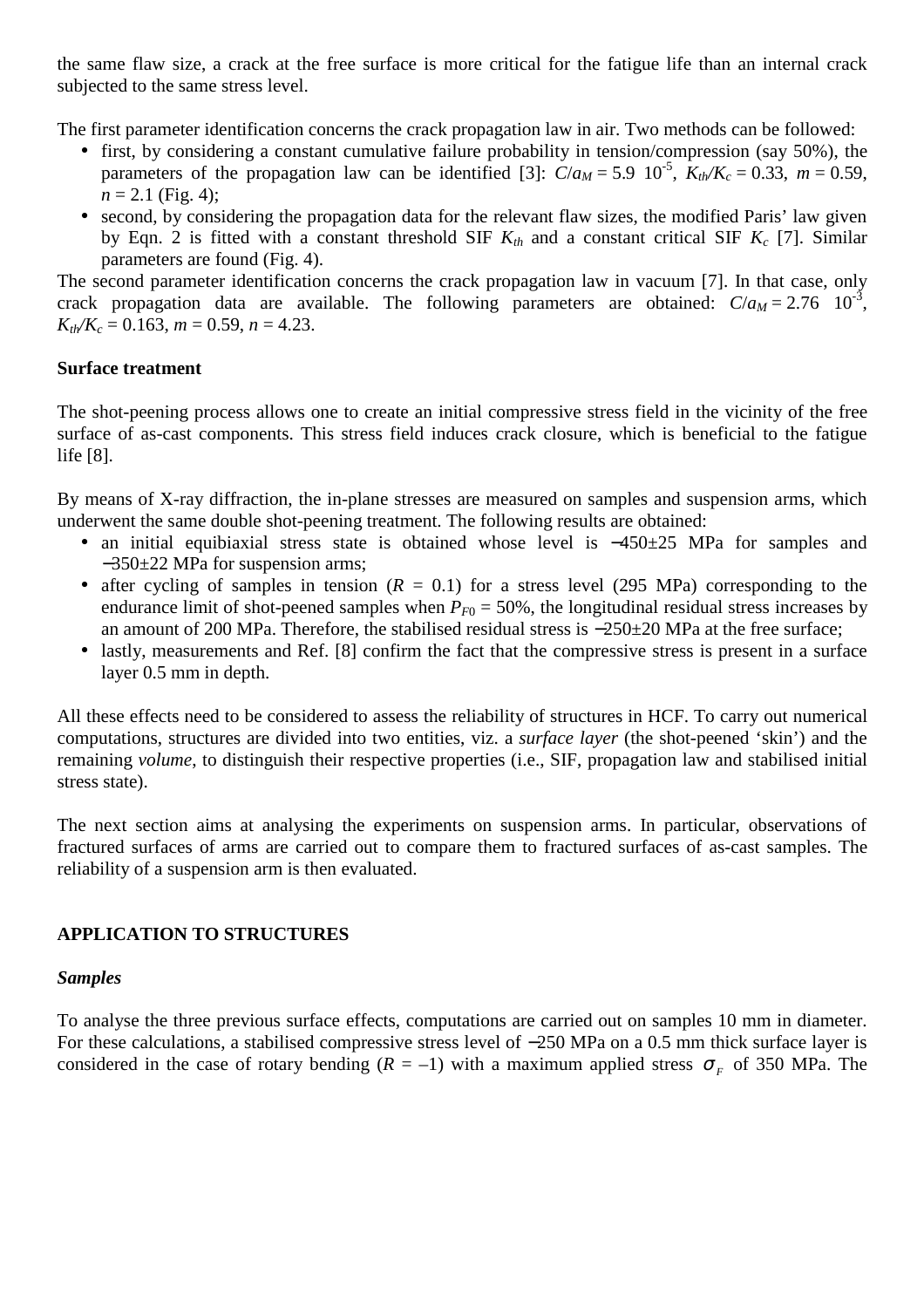the same flaw size, a crack at the free surface is more critical for the fatigue life than an internal crack subjected to the same stress level.

The first parameter identification concerns the crack propagation law in air. Two methods can be followed:

- first, by considering a constant cumulative failure probability in tension/compression (say 50%), the parameters of the propagation law can be identified [3]: $C/a_M = 5.9\ 10^{-5}$, $K_{th}/K_c = 0.33$, $m = 0.59$, $n = 2.1$ (Fig. 4);
- second, by considering the propagation data for the relevant flaw sizes, the modified Paris' law given by Eqn. 2 is fitted with a constant threshold SIF $K_{th}$ and a constant critical SIF $K_c$ [7]. Similar parameters are found (Fig. 4).

The second parameter identification concerns the crack propagation law in vacuum [7]. In that case, only crack propagation data are available. The following parameters are obtained: $C/a_M = 2.76\ 10^{-3}$, $K_{th}/K_c = 0.163$, $m = 0.59$, $n = 4.23$.

**Surface treatment**

The shot-peening process allows one to create an initial compressive stress field in the vicinity of the free surface of as-cast components. This stress field induces crack closure, which is beneficial to the fatigue life [8].

By means of X-ray diffraction, the in-plane stresses are measured on samples and suspension arms, which underwent the same double shot-peening treatment. The following results are obtained:

- an initial equibiaxial stress state is obtained whose level is −450±25 MPa for samples and −350±22 MPa for suspension arms;
- after cycling of samples in tension ($R$ = 0.1) for a stress level (295 MPa) corresponding to the endurance limit of shot-peened samples when $P_{F0}$ = 50%, the longitudinal residual stress increases by an amount of 200 MPa. Therefore, the stabilised residual stress is −250±20 MPa at the free surface;
- lastly, measurements and Ref. [8] confirm the fact that the compressive stress is present in a surface layer 0.5 mm in depth.

All these effects need to be considered to assess the reliability of structures in HCF. To carry out numerical computations, structures are divided into two entities, viz. a *surface layer* (the shot-peened 'skin') and the remaining *volume*, to distinguish their respective properties (i.e., SIF, propagation law and stabilised initial stress state).

The next section aims at analysing the experiments on suspension arms. In particular, observations of fractured surfaces of arms are carried out to compare them to fractured surfaces of as-cast samples. The reliability of a suspension arm is then evaluated.

## APPLICATION TO STRUCTURES

***Samples***

To analyse the three previous surface effects, computations are carried out on samples 10 mm in diameter. For these calculations, a stabilised compressive stress level of −250 MPa on a 0.5 mm thick surface layer is considered in the case of rotary bending ($R$ = –1) with a maximum applied stress $\sigma_F$ of 350 MPa. The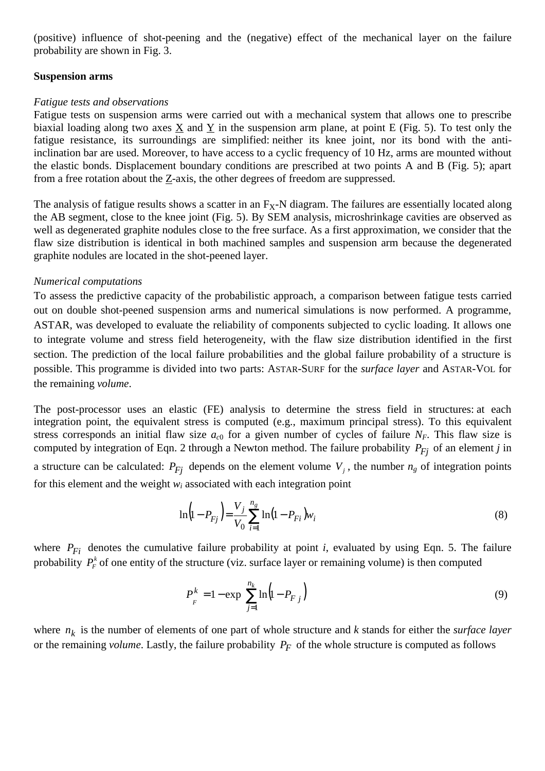(positive) influence of shot-peening and the (negative) effect of the mechanical layer on the failure probability are shown in Fig. 3.

**Suspension arms**

*Fatigue tests and observations*

Fatigue tests on suspension arms were carried out with a mechanical system that allows one to prescribe biaxial loading along two axes $\underline{X}$ and $\underline{Y}$ in the suspension arm plane, at point E (Fig. 5). To test only the fatigue resistance, its surroundings are simplified: neither its knee joint, nor its bond with the anti-inclination bar are used. Moreover, to have access to a cyclic frequency of 10 Hz, arms are mounted without the elastic bonds. Displacement boundary conditions are prescribed at two points A and B (Fig. 5); apart from a free rotation about the $\underline{Z}$-axis, the other degrees of freedom are suppressed.

The analysis of fatigue results shows a scatter in an $F_X$-N diagram. The failures are essentially located along the AB segment, close to the knee joint (Fig. 5). By SEM analysis, microshrinkage cavities are observed as well as degenerated graphite nodules close to the free surface. As a first approximation, we consider that the flaw size distribution is identical in both machined samples and suspension arm because the degenerated graphite nodules are located in the shot-peened layer.

*Numerical computations*

To assess the predictive capacity of the probabilistic approach, a comparison between fatigue tests carried out on double shot-peened suspension arms and numerical simulations is now performed. A programme, ASTAR, was developed to evaluate the reliability of components subjected to cyclic loading. It allows one to integrate volume and stress field heterogeneity, with the flaw size distribution identified in the first section. The prediction of the local failure probabilities and the global failure probability of a structure is possible. This programme is divided into two parts: ASTAR-SURF for the *surface layer* and ASTAR-VOL for the remaining *volume*.

The post-processor uses an elastic (FE) analysis to determine the stress field in structures: at each integration point, the equivalent stress is computed (e.g., maximum principal stress). To this equivalent stress corresponds an initial flaw size $a_{c0}$ for a given number of cycles of failure $N_F$. This flaw size is computed by integration of Eqn. 2 through a Newton method. The failure probability $P_{Fj}$ of an element $j$ in a structure can be calculated: $P_{Fj}$ depends on the element volume $V_j$, the number $n_g$ of integration points for this element and the weight $w_i$ associated with each integration point

$$\ln\left(1 - P_{Fj}\right) = \frac{V_j}{V_0} \sum_{i=1}^{n_g} \ln\left(1 - P_{Fi}\right) w_i \tag{8}$$

where $P_{Fi}$ denotes the cumulative failure probability at point $i$, evaluated by using Eqn. 5. The failure probability $P_F^k$ of one entity of the structure (viz. surface layer or remaining volume) is then computed

$$P_F^k = 1 - \exp \sum_{j=1}^{n_k} \ln\left(1 - P_{F\,j}\right) \tag{9}$$

where $n_k$ is the number of elements of one part of whole structure and $k$ stands for either the *surface layer* or the remaining *volume*. Lastly, the failure probability $P_F$ of the whole structure is computed as follows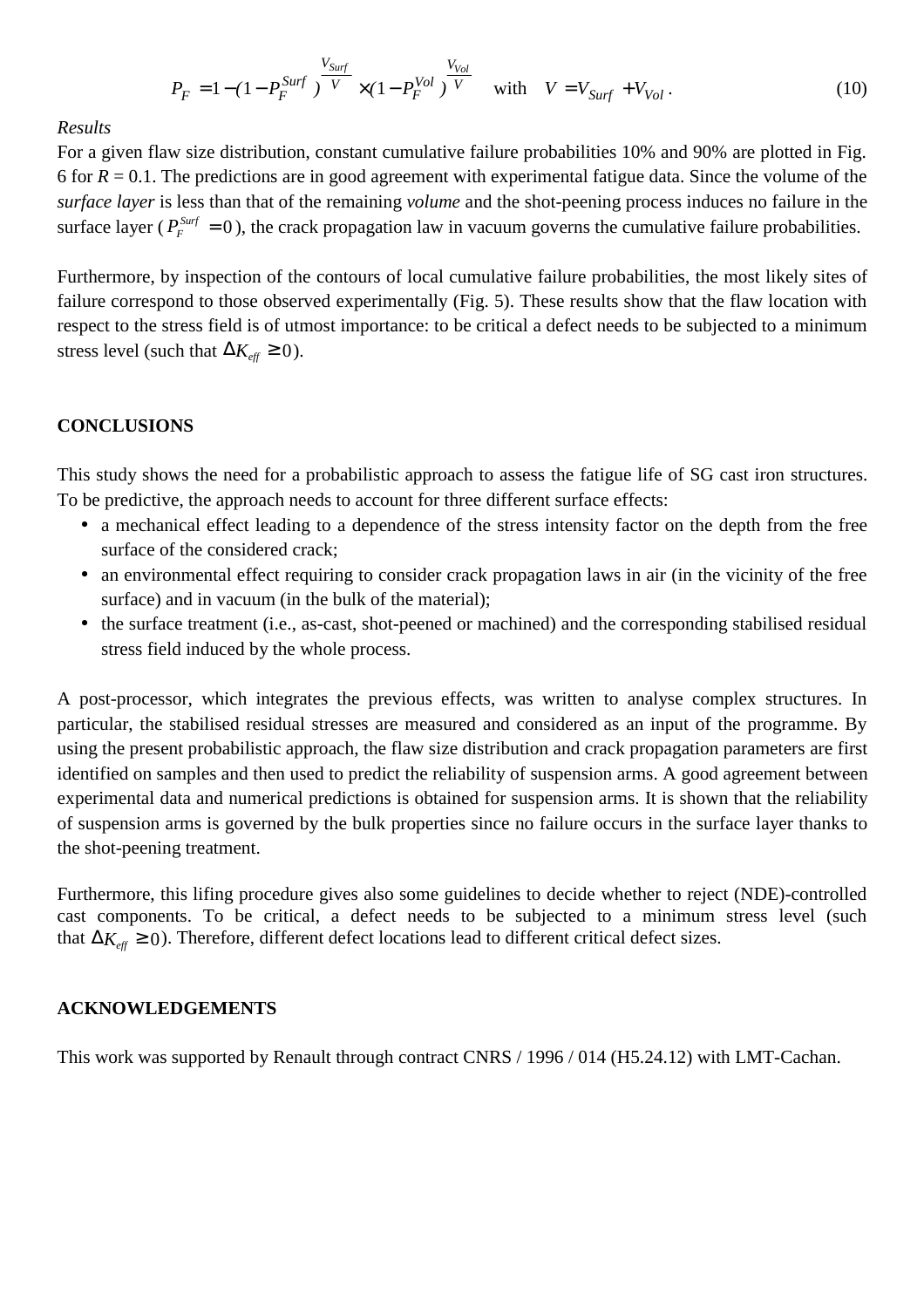$$P_F = 1 - (1 - P_F^{Surf})^{\frac{V_{Surf}}{V}} \times (1 - P_F^{Vol})^{\frac{V_{Vol}}{V}} \quad \text{with} \quad V = V_{Surf} + V_{Vol} \,. \tag{10}$$

*Results*

For a given flaw size distribution, constant cumulative failure probabilities 10% and 90% are plotted in Fig. 6 for $R = 0.1$. The predictions are in good agreement with experimental fatigue data. Since the volume of the *surface layer* is less than that of the remaining *volume* and the shot-peening process induces no failure in the surface layer ($P_F^{Surf} = 0$), the crack propagation law in vacuum governs the cumulative failure probabilities.

Furthermore, by inspection of the contours of local cumulative failure probabilities, the most likely sites of failure correspond to those observed experimentally (Fig. 5). These results show that the flaw location with respect to the stress field is of utmost importance: to be critical a defect needs to be subjected to a minimum stress level (such that $\Delta K_{eff} \geq 0$).

## CONCLUSIONS

This study shows the need for a probabilistic approach to assess the fatigue life of SG cast iron structures. To be predictive, the approach needs to account for three different surface effects:

- a mechanical effect leading to a dependence of the stress intensity factor on the depth from the free surface of the considered crack;
- an environmental effect requiring to consider crack propagation laws in air (in the vicinity of the free surface) and in vacuum (in the bulk of the material);
- the surface treatment (i.e., as-cast, shot-peened or machined) and the corresponding stabilised residual stress field induced by the whole process.

A post-processor, which integrates the previous effects, was written to analyse complex structures. In particular, the stabilised residual stresses are measured and considered as an input of the programme. By using the present probabilistic approach, the flaw size distribution and crack propagation parameters are first identified on samples and then used to predict the reliability of suspension arms. A good agreement between experimental data and numerical predictions is obtained for suspension arms. It is shown that the reliability of suspension arms is governed by the bulk properties since no failure occurs in the surface layer thanks to the shot-peening treatment.

Furthermore, this lifing procedure gives also some guidelines to decide whether to reject (NDE)-controlled cast components. To be critical, a defect needs to be subjected to a minimum stress level (such that $\Delta K_{eff} \geq 0$). Therefore, different defect locations lead to different critical defect sizes.

## ACKNOWLEDGEMENTS

This work was supported by Renault through contract CNRS / 1996 / 014 (H5.24.12) with LMT-Cachan.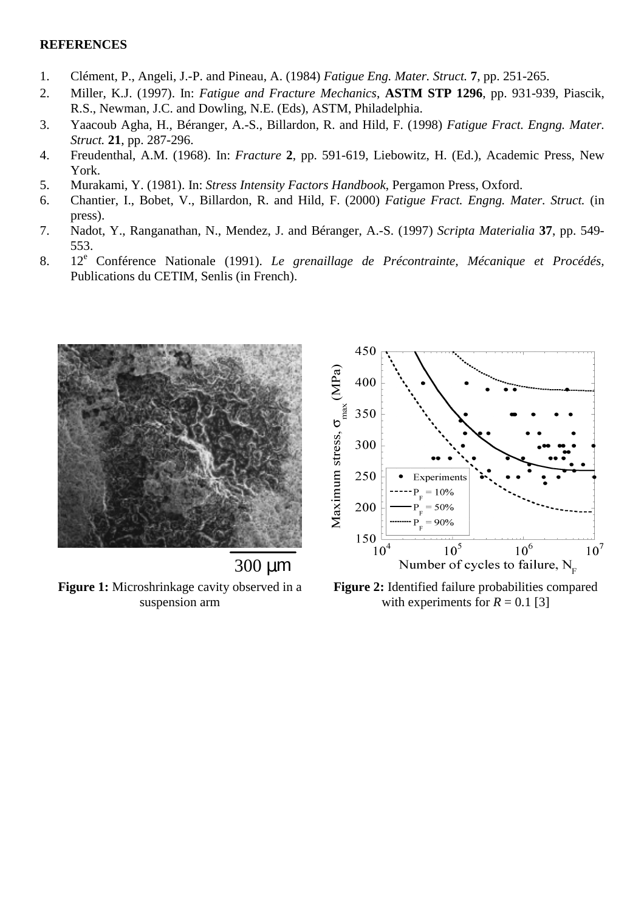## REFERENCES

1. Clément, P., Angeli, J.-P. and Pineau, A. (1984) *Fatigue Eng. Mater. Struct.* **7**, pp. 251-265.
2. Miller, K.J. (1997). In: *Fatigue and Fracture Mechanics*, **ASTM STP 1296**, pp. 931-939, Piascik, R.S., Newman, J.C. and Dowling, N.E. (Eds), ASTM, Philadelphia.
3. Yaacoub Agha, H., Béranger, A.-S., Billardon, R. and Hild, F. (1998) *Fatigue Fract. Engng. Mater. Struct.* **21**, pp. 287-296.
4. Freudenthal, A.M. (1968). In: *Fracture* **2**, pp. 591-619, Liebowitz, H. (Ed.), Academic Press, New York.
5. Murakami, Y. (1981). In: *Stress Intensity Factors Handbook*, Pergamon Press, Oxford.
6. Chantier, I., Bobet, V., Billardon, R. and Hild, F. (2000) *Fatigue Fract. Engng. Mater. Struct.* (in press).
7. Nadot, Y., Ranganathan, N., Mendez, J. and Béranger, A.-S. (1997) *Scripta Materialia* **37**, pp. 549-553.
8. 12e Conférence Nationale (1991). *Le grenaillage de Précontrainte, Mécanique et Procédés*, Publications du CETIM, Senlis (in French).

**Figure 1:** Microshrinkage cavity observed in a suspension arm

**Figure 2:** Identified failure probabilities compared with experiments for $R = 0.1$ [3]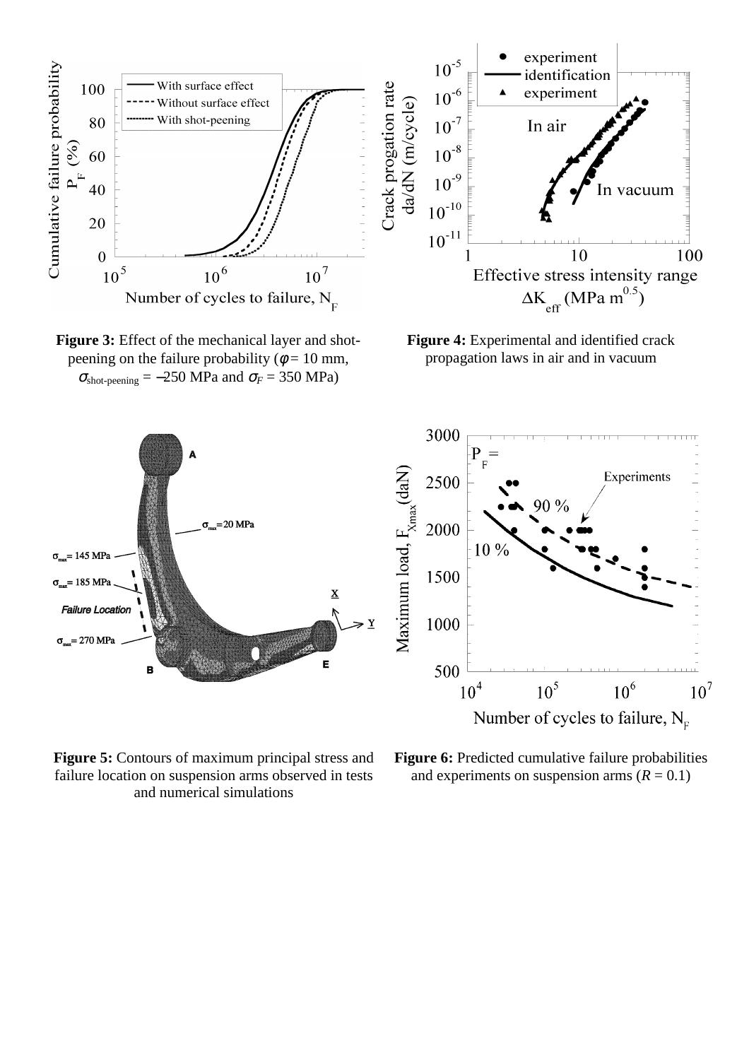Cumulative failure probability $P_F$ (%)

100
80
60
40
20
0

$10^5$ $10^6$ $10^7$

Number of cycles to failure, $N_F$

With surface effect
Without surface effect
With shot-peening

**Figure 3:** Effect of the mechanical layer and shot-peening on the failure probability ($\varphi$ = 10 mm, $\sigma_{\text{shot-peening}}$ = –250 MPa and $\sigma_F$ = 350 MPa)

Crack progation rate da/dN (m/cycle)

$10^{-5}$
$10^{-6}$
$10^{-7}$
$10^{-8}$
$10^{-9}$
$10^{-10}$
$10^{-11}$

1 10 100

Effective stress intensity range $\Delta K_{eff}$ (MPa $m^{0.5}$)

experiment
identification
experiment

In air
In vacuum

**Figure 4:** Experimental and identified crack propagation laws in air and in vacuum

A
$\sigma_{max}$ = 20 MPa
$\sigma_{max}$ = 145 MPa
$\sigma_{max}$ = 185 MPa
Failure Location
$\sigma_{max}$ = 270 MPa
B
E
X
Y

**Figure 5:** Contours of maximum principal stress and failure location on suspension arms observed in tests and numerical simulations

Maximum load, $F_{Xmax}$ (daN)

3000
2500
2000
1500
1000
500

$10^4$ $10^5$ $10^6$ $10^7$

Number of cycles to failure, $N_F$

$P_F$ =
Experiments
90 %
10 %

**Figure 6:** Predicted cumulative failure probabilities and experiments on suspension arms ($R$ = 0.1)